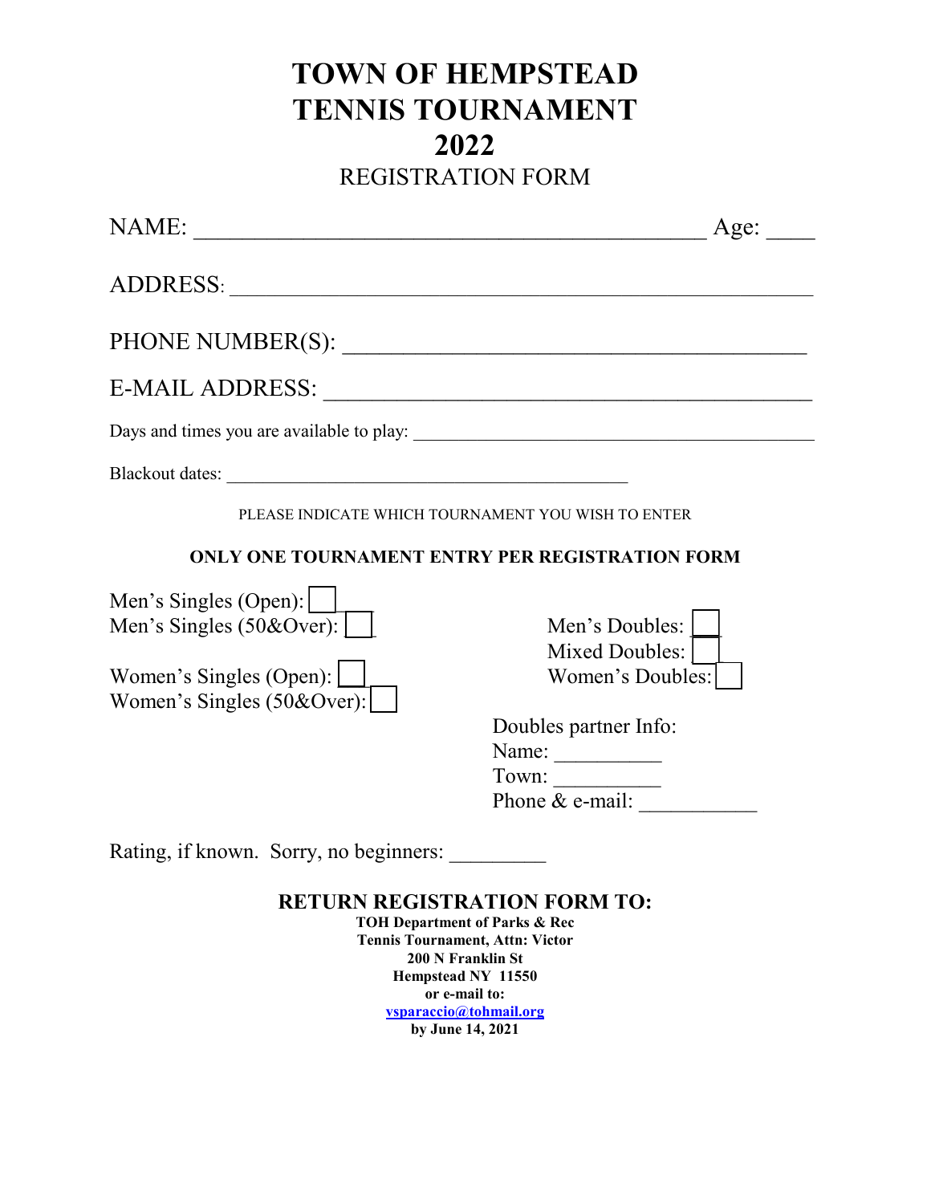# TOWN OF HEMPSTEAD TENNIS TOURNAMENT 2022

## REGISTRATION FORM

NAME: ____________________________________________ Age: ____

ADDRESS: ___________________________________________________

PHONE NUMBER(S): ________________________________________

E-MAIL ADDRESS: __________________________________________

Days and times you are available to play: ______________________________________________

Blackout dates: ______________________________________________

PLEASE INDICATE WHICH TOURNAMENT YOU WISH TO ENTER

**ONLY ONE TOURNAMENT ENTRY PER REGISTRATION FORM**

Men's Singles (Open): ☐
Men's Singles (50&Over): ☐

Women's Singles (Open): ☐
Women's Singles (50&Over): ☐

Men's Doubles: ☐
Mixed Doubles: ☐
Women's Doubles: ☐

Doubles partner Info:
Name: __________
Town: __________
Phone & e-mail: ___________

Rating, if known. Sorry, no beginners: _________

**RETURN REGISTRATION FORM TO:**

**TOH Department of Parks & Rec**
**Tennis Tournament, Attn: Victor**
**200 N Franklin St**
**Hempstead NY 11550**
**or e-mail to:**
**vsparaccio@tohmail.org**
**by June 14, 2021**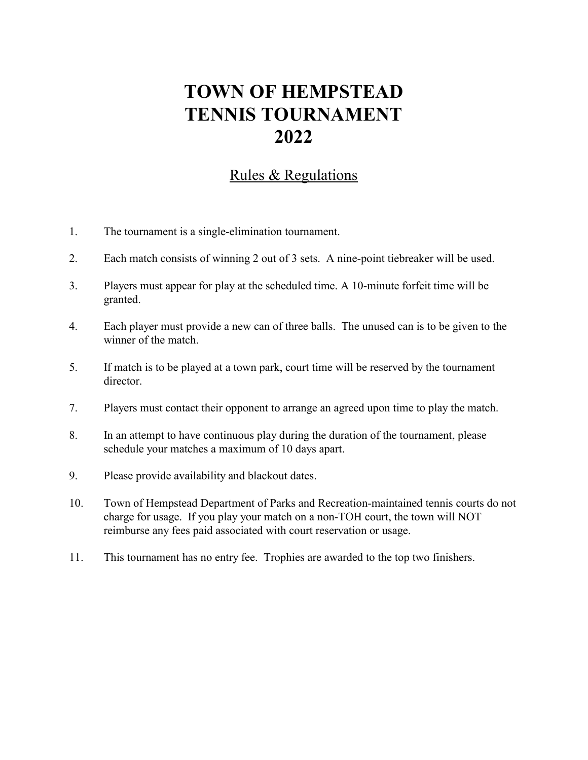# TOWN OF HEMPSTEAD TENNIS TOURNAMENT 2022

## Rules & Regulations

1. The tournament is a single-elimination tournament.

2. Each match consists of winning 2 out of 3 sets. A nine-point tiebreaker will be used.

3. Players must appear for play at the scheduled time. A 10-minute forfeit time will be granted.

4. Each player must provide a new can of three balls. The unused can is to be given to the winner of the match.

5. If match is to be played at a town park, court time will be reserved by the tournament director.

7. Players must contact their opponent to arrange an agreed upon time to play the match.

8. In an attempt to have continuous play during the duration of the tournament, please schedule your matches a maximum of 10 days apart.

9. Please provide availability and blackout dates.

10. Town of Hempstead Department of Parks and Recreation-maintained tennis courts do not charge for usage. If you play your match on a non-TOH court, the town will NOT reimburse any fees paid associated with court reservation or usage.

11. This tournament has no entry fee. Trophies are awarded to the top two finishers.